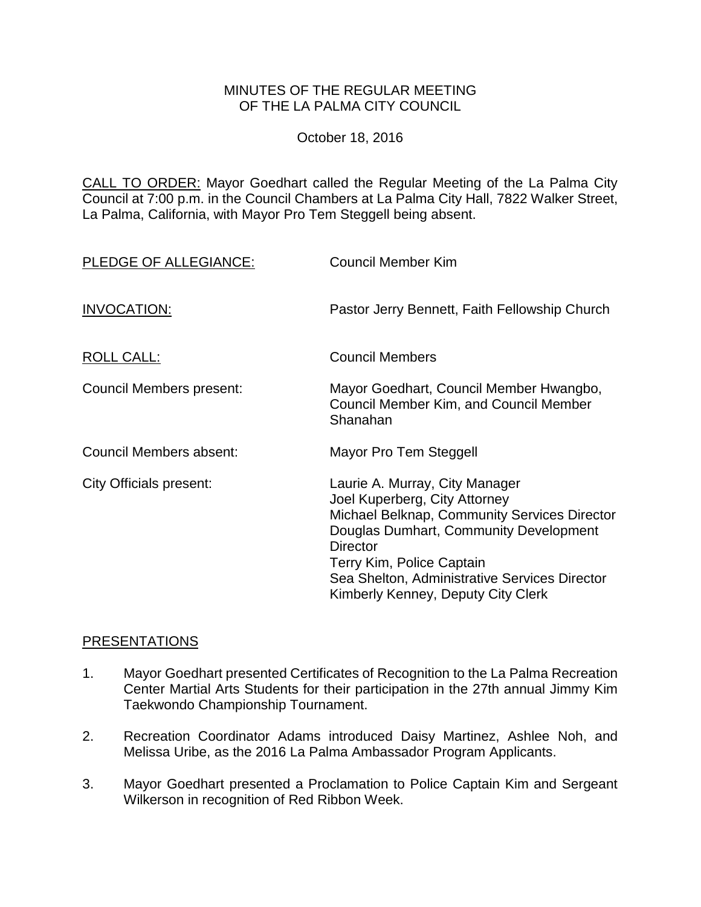# MINUTES OF THE REGULAR MEETING OF THE LA PALMA CITY COUNCIL

October 18, 2016

CALL TO ORDER: Mayor Goedhart called the Regular Meeting of the La Palma City Council at 7:00 p.m. in the Council Chambers at La Palma City Hall, 7822 Walker Street, La Palma, California, with Mayor Pro Tem Steggell being absent.

| | |
|---|---|
| PLEDGE OF ALLEGIANCE: | Council Member Kim |
| INVOCATION: | Pastor Jerry Bennett, Faith Fellowship Church |
| ROLL CALL: | Council Members |
| Council Members present: | Mayor Goedhart, Council Member Hwangbo, Council Member Kim, and Council Member Shanahan |
| Council Members absent: | Mayor Pro Tem Steggell |
| City Officials present: | Laurie A. Murray, City Manager<br>Joel Kuperberg, City Attorney<br>Michael Belknap, Community Services Director<br>Douglas Dumhart, Community Development Director<br>Terry Kim, Police Captain<br>Sea Shelton, Administrative Services Director<br>Kimberly Kenney, Deputy City Clerk |

## PRESENTATIONS

1. Mayor Goedhart presented Certificates of Recognition to the La Palma Recreation Center Martial Arts Students for their participation in the 27th annual Jimmy Kim Taekwondo Championship Tournament.

2. Recreation Coordinator Adams introduced Daisy Martinez, Ashlee Noh, and Melissa Uribe, as the 2016 La Palma Ambassador Program Applicants.

3. Mayor Goedhart presented a Proclamation to Police Captain Kim and Sergeant Wilkerson in recognition of Red Ribbon Week.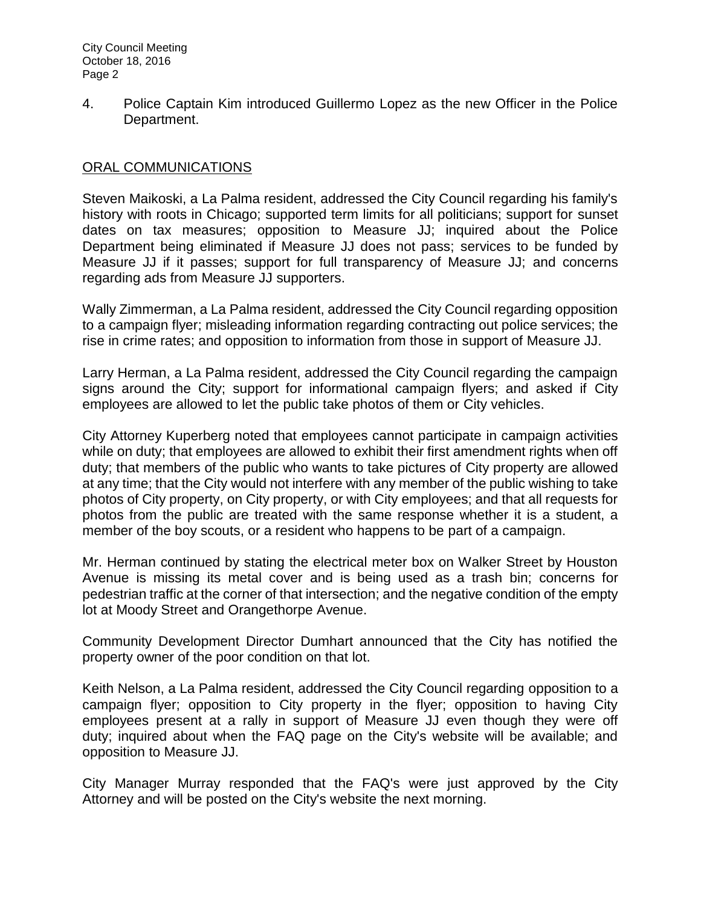4. Police Captain Kim introduced Guillermo Lopez as the new Officer in the Police Department.

## ORAL COMMUNICATIONS

Steven Maikoski, a La Palma resident, addressed the City Council regarding his family's history with roots in Chicago; supported term limits for all politicians; support for sunset dates on tax measures; opposition to Measure JJ; inquired about the Police Department being eliminated if Measure JJ does not pass; services to be funded by Measure JJ if it passes; support for full transparency of Measure JJ; and concerns regarding ads from Measure JJ supporters.

Wally Zimmerman, a La Palma resident, addressed the City Council regarding opposition to a campaign flyer; misleading information regarding contracting out police services; the rise in crime rates; and opposition to information from those in support of Measure JJ.

Larry Herman, a La Palma resident, addressed the City Council regarding the campaign signs around the City; support for informational campaign flyers; and asked if City employees are allowed to let the public take photos of them or City vehicles.

City Attorney Kuperberg noted that employees cannot participate in campaign activities while on duty; that employees are allowed to exhibit their first amendment rights when off duty; that members of the public who wants to take pictures of City property are allowed at any time; that the City would not interfere with any member of the public wishing to take photos of City property, on City property, or with City employees; and that all requests for photos from the public are treated with the same response whether it is a student, a member of the boy scouts, or a resident who happens to be part of a campaign.

Mr. Herman continued by stating the electrical meter box on Walker Street by Houston Avenue is missing its metal cover and is being used as a trash bin; concerns for pedestrian traffic at the corner of that intersection; and the negative condition of the empty lot at Moody Street and Orangethorpe Avenue.

Community Development Director Dumhart announced that the City has notified the property owner of the poor condition on that lot.

Keith Nelson, a La Palma resident, addressed the City Council regarding opposition to a campaign flyer; opposition to City property in the flyer; opposition to having City employees present at a rally in support of Measure JJ even though they were off duty; inquired about when the FAQ page on the City's website will be available; and opposition to Measure JJ.

City Manager Murray responded that the FAQ's were just approved by the City Attorney and will be posted on the City's website the next morning.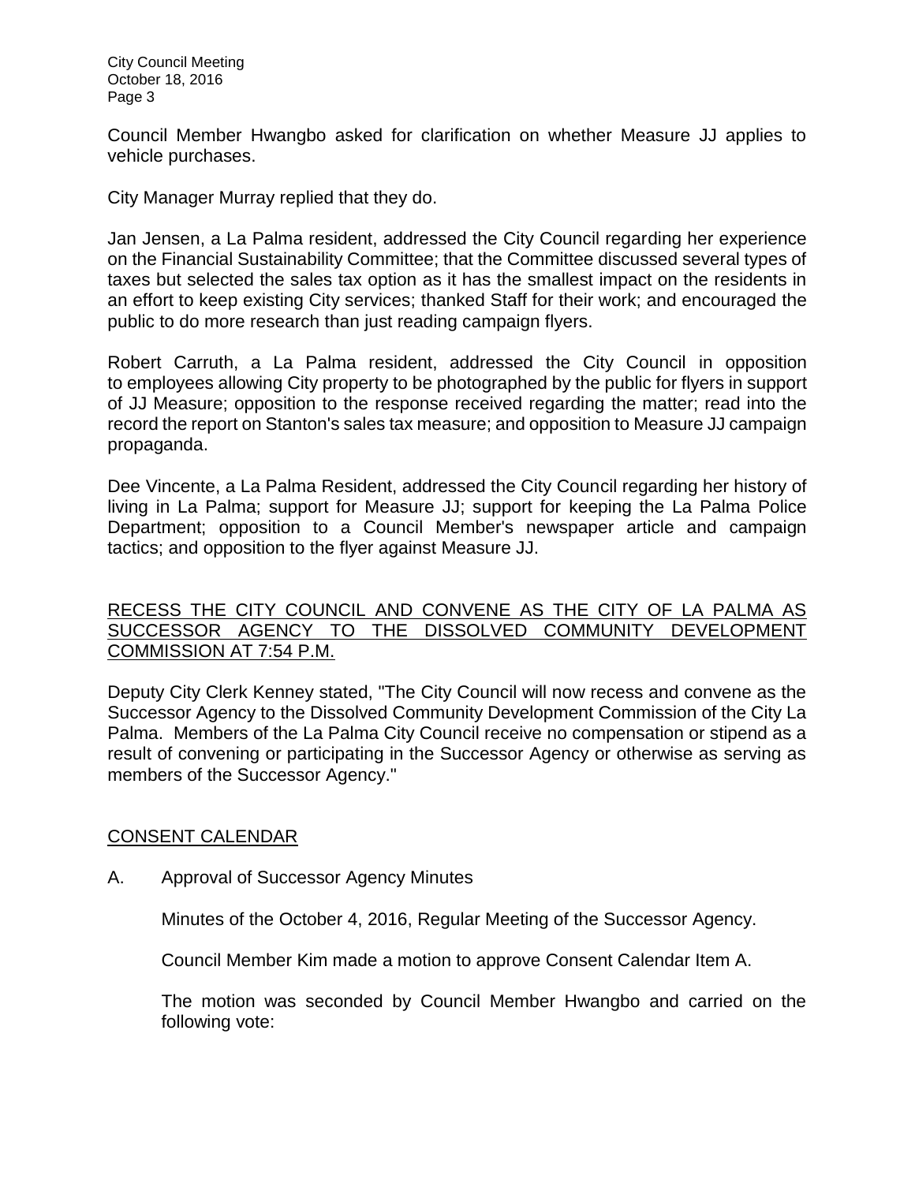Council Member Hwangbo asked for clarification on whether Measure JJ applies to vehicle purchases.

City Manager Murray replied that they do.

Jan Jensen, a La Palma resident, addressed the City Council regarding her experience on the Financial Sustainability Committee; that the Committee discussed several types of taxes but selected the sales tax option as it has the smallest impact on the residents in an effort to keep existing City services; thanked Staff for their work; and encouraged the public to do more research than just reading campaign flyers.

Robert Carruth, a La Palma resident, addressed the City Council in opposition to employees allowing City property to be photographed by the public for flyers in support of JJ Measure; opposition to the response received regarding the matter; read into the record the report on Stanton's sales tax measure; and opposition to Measure JJ campaign propaganda.

Dee Vincente, a La Palma Resident, addressed the City Council regarding her history of living in La Palma; support for Measure JJ; support for keeping the La Palma Police Department; opposition to a Council Member's newspaper article and campaign tactics; and opposition to the flyer against Measure JJ.

## RECESS THE CITY COUNCIL AND CONVENE AS THE CITY OF LA PALMA AS SUCCESSOR AGENCY TO THE DISSOLVED COMMUNITY DEVELOPMENT COMMISSION AT 7:54 P.M.

Deputy City Clerk Kenney stated, "The City Council will now recess and convene as the Successor Agency to the Dissolved Community Development Commission of the City La Palma. Members of the La Palma City Council receive no compensation or stipend as a result of convening or participating in the Successor Agency or otherwise as serving as members of the Successor Agency."

## CONSENT CALENDAR

A. Approval of Successor Agency Minutes

Minutes of the October 4, 2016, Regular Meeting of the Successor Agency.

Council Member Kim made a motion to approve Consent Calendar Item A.

The motion was seconded by Council Member Hwangbo and carried on the following vote: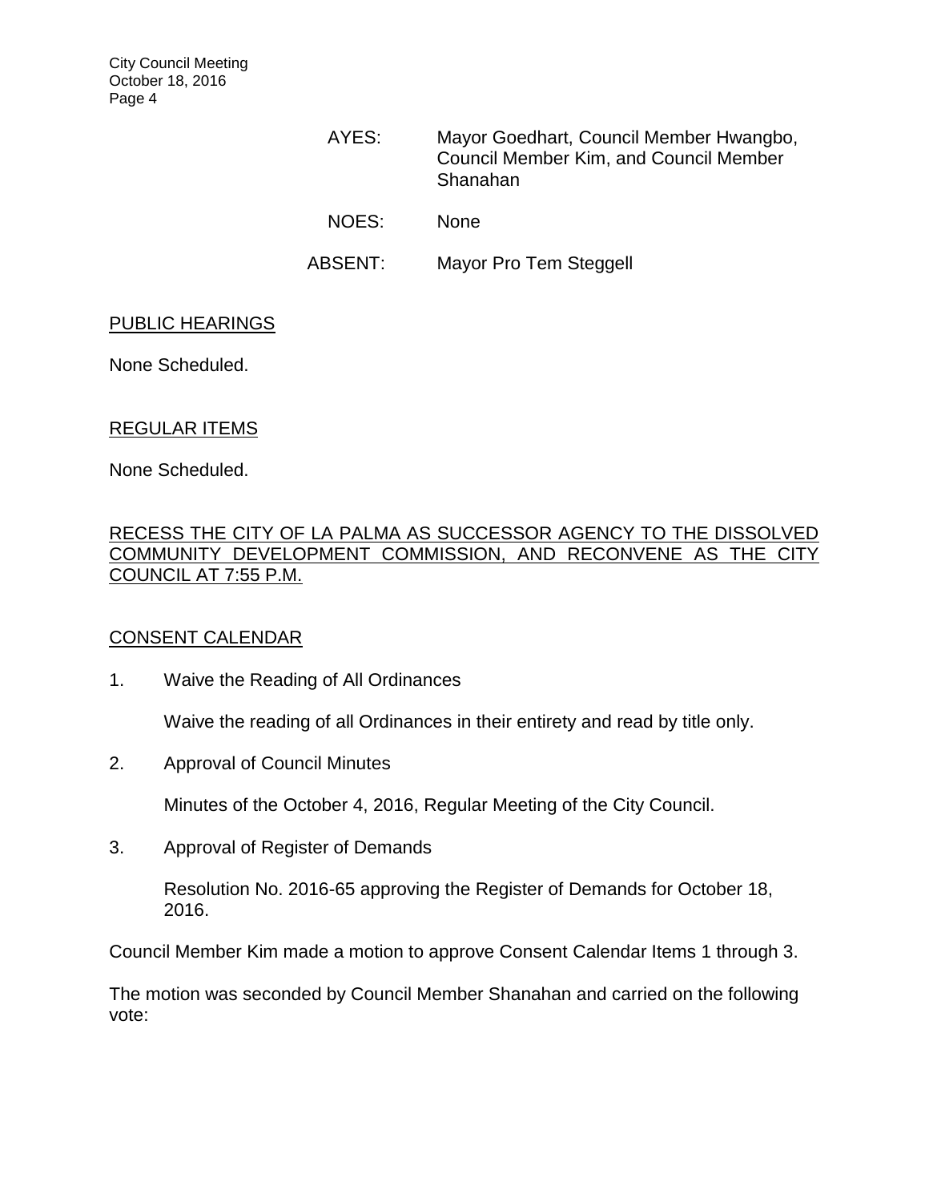AYES: Mayor Goedhart, Council Member Hwangbo, Council Member Kim, and Council Member Shanahan

NOES: None

ABSENT: Mayor Pro Tem Steggell

PUBLIC HEARINGS

None Scheduled.

REGULAR ITEMS

None Scheduled.

RECESS THE CITY OF LA PALMA AS SUCCESSOR AGENCY TO THE DISSOLVED COMMUNITY DEVELOPMENT COMMISSION, AND RECONVENE AS THE CITY COUNCIL AT 7:55 P.M.

CONSENT CALENDAR

1. Waive the Reading of All Ordinances

   Waive the reading of all Ordinances in their entirety and read by title only.

2. Approval of Council Minutes

   Minutes of the October 4, 2016, Regular Meeting of the City Council.

3. Approval of Register of Demands

   Resolution No. 2016-65 approving the Register of Demands for October 18, 2016.

Council Member Kim made a motion to approve Consent Calendar Items 1 through 3.

The motion was seconded by Council Member Shanahan and carried on the following vote: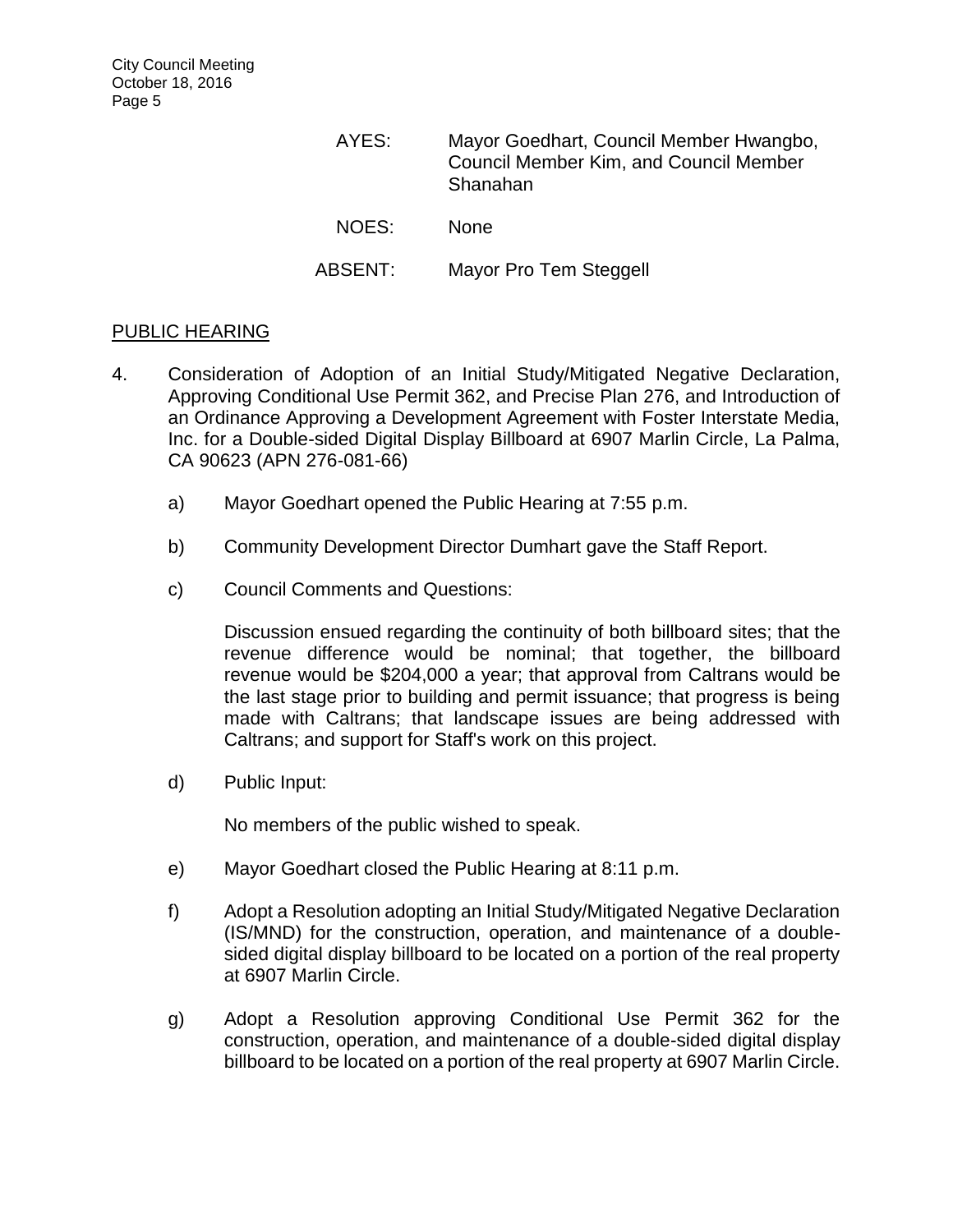AYES: Mayor Goedhart, Council Member Hwangbo, Council Member Kim, and Council Member Shanahan

NOES: None

ABSENT: Mayor Pro Tem Steggell

## PUBLIC HEARING

4. Consideration of Adoption of an Initial Study/Mitigated Negative Declaration, Approving Conditional Use Permit 362, and Precise Plan 276, and Introduction of an Ordinance Approving a Development Agreement with Foster Interstate Media, Inc. for a Double-sided Digital Display Billboard at 6907 Marlin Circle, La Palma, CA 90623 (APN 276-081-66)

   a) Mayor Goedhart opened the Public Hearing at 7:55 p.m.

   b) Community Development Director Dumhart gave the Staff Report.

   c) Council Comments and Questions:

      Discussion ensued regarding the continuity of both billboard sites; that the revenue difference would be nominal; that together, the billboard revenue would be $204,000 a year; that approval from Caltrans would be the last stage prior to building and permit issuance; that progress is being made with Caltrans; that landscape issues are being addressed with Caltrans; and support for Staff's work on this project.

   d) Public Input:

      No members of the public wished to speak.

   e) Mayor Goedhart closed the Public Hearing at 8:11 p.m.

   f) Adopt a Resolution adopting an Initial Study/Mitigated Negative Declaration (IS/MND) for the construction, operation, and maintenance of a double-sided digital display billboard to be located on a portion of the real property at 6907 Marlin Circle.

   g) Adopt a Resolution approving Conditional Use Permit 362 for the construction, operation, and maintenance of a double-sided digital display billboard to be located on a portion of the real property at 6907 Marlin Circle.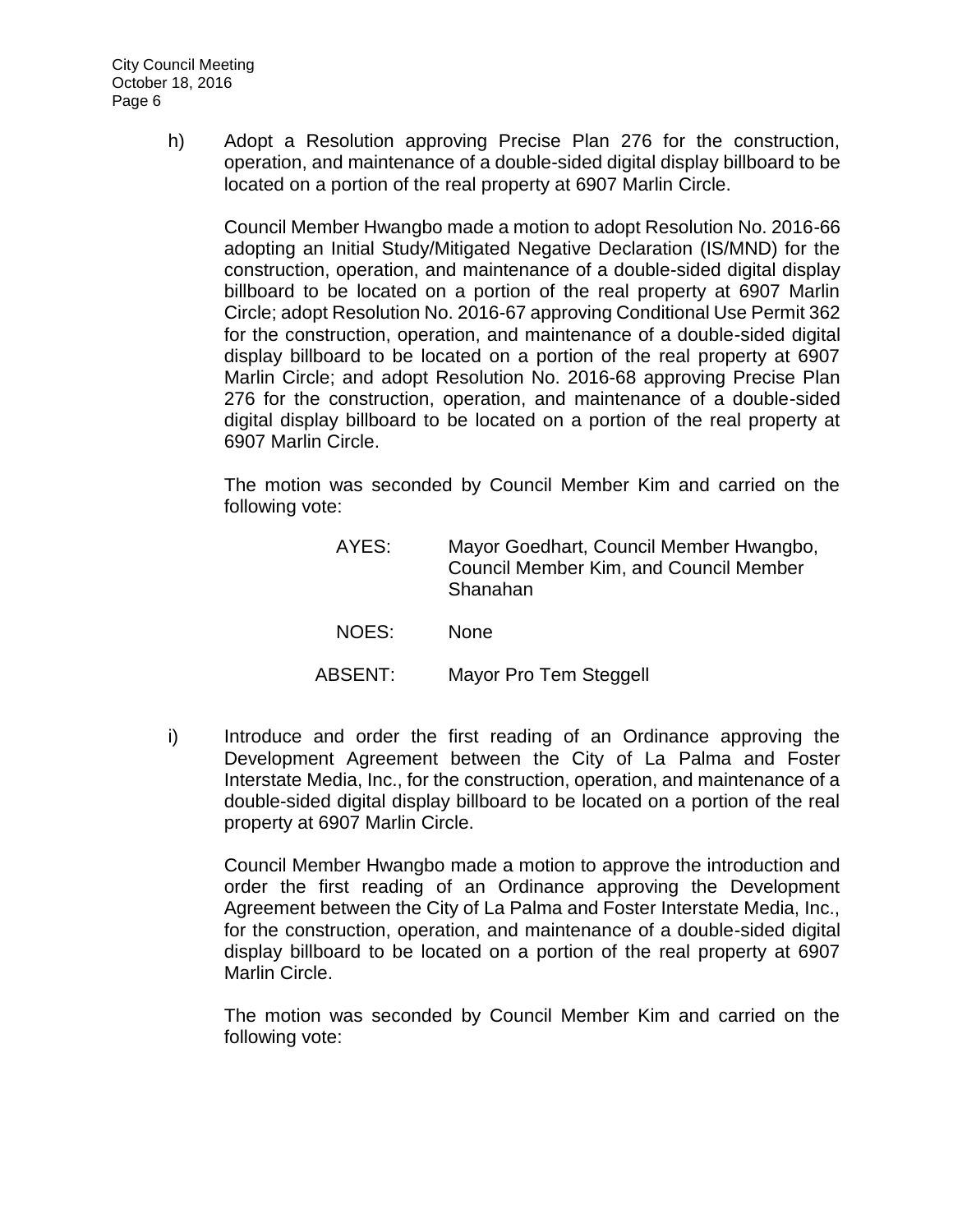h) Adopt a Resolution approving Precise Plan 276 for the construction, operation, and maintenance of a double-sided digital display billboard to be located on a portion of the real property at 6907 Marlin Circle.

Council Member Hwangbo made a motion to adopt Resolution No. 2016-66 adopting an Initial Study/Mitigated Negative Declaration (IS/MND) for the construction, operation, and maintenance of a double-sided digital display billboard to be located on a portion of the real property at 6907 Marlin Circle; adopt Resolution No. 2016-67 approving Conditional Use Permit 362 for the construction, operation, and maintenance of a double-sided digital display billboard to be located on a portion of the real property at 6907 Marlin Circle; and adopt Resolution No. 2016-68 approving Precise Plan 276 for the construction, operation, and maintenance of a double-sided digital display billboard to be located on a portion of the real property at 6907 Marlin Circle.

The motion was seconded by Council Member Kim and carried on the following vote:

AYES: Mayor Goedhart, Council Member Hwangbo, Council Member Kim, and Council Member Shanahan

NOES: None

ABSENT: Mayor Pro Tem Steggell

i) Introduce and order the first reading of an Ordinance approving the Development Agreement between the City of La Palma and Foster Interstate Media, Inc., for the construction, operation, and maintenance of a double-sided digital display billboard to be located on a portion of the real property at 6907 Marlin Circle.

Council Member Hwangbo made a motion to approve the introduction and order the first reading of an Ordinance approving the Development Agreement between the City of La Palma and Foster Interstate Media, Inc., for the construction, operation, and maintenance of a double-sided digital display billboard to be located on a portion of the real property at 6907 Marlin Circle.

The motion was seconded by Council Member Kim and carried on the following vote: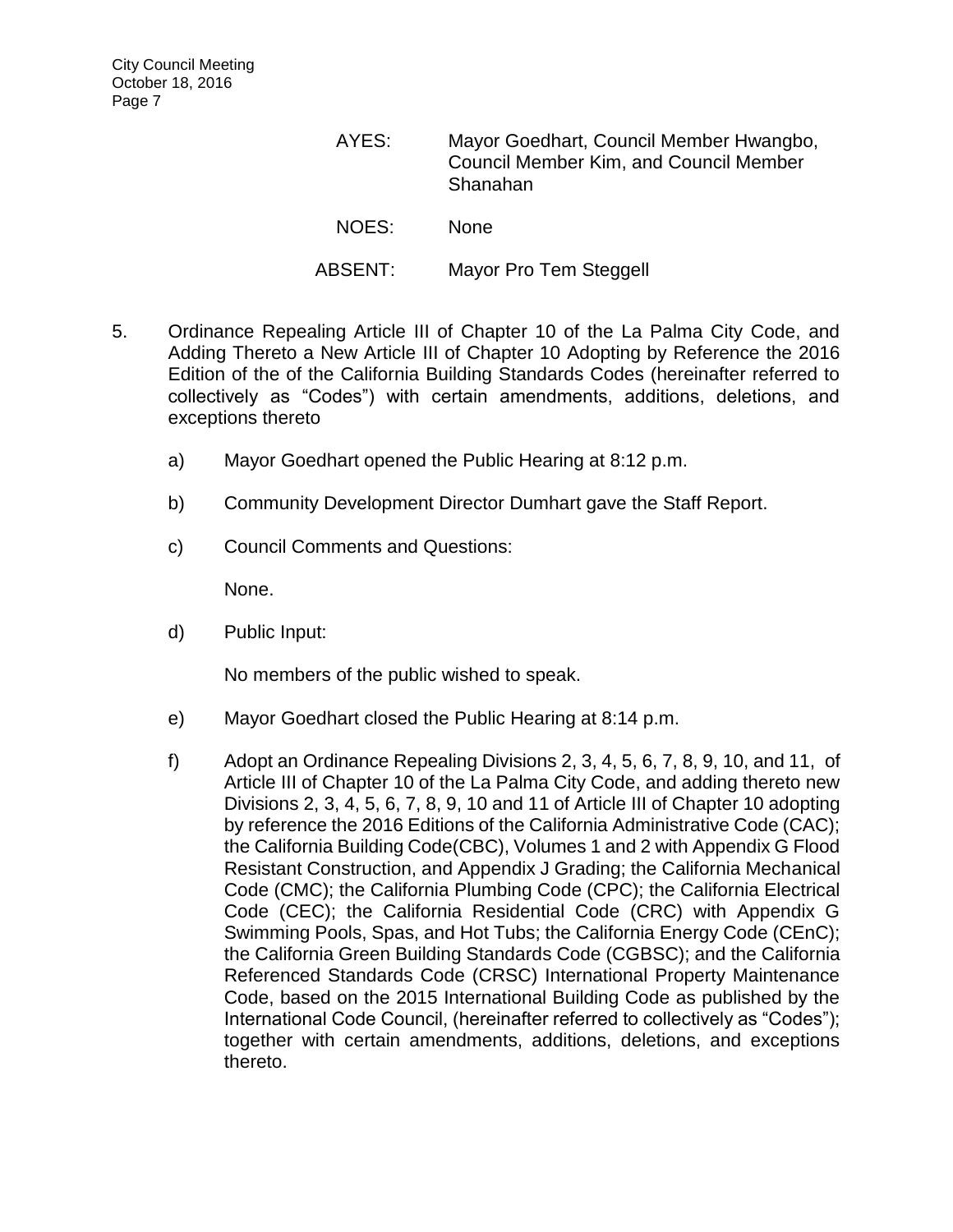AYES: Mayor Goedhart, Council Member Hwangbo, Council Member Kim, and Council Member Shanahan

NOES: None

ABSENT: Mayor Pro Tem Steggell

5. Ordinance Repealing Article III of Chapter 10 of the La Palma City Code, and Adding Thereto a New Article III of Chapter 10 Adopting by Reference the 2016 Edition of the of the California Building Standards Codes (hereinafter referred to collectively as "Codes") with certain amendments, additions, deletions, and exceptions thereto

   a) Mayor Goedhart opened the Public Hearing at 8:12 p.m.

   b) Community Development Director Dumhart gave the Staff Report.

   c) Council Comments and Questions:

      None.

   d) Public Input:

      No members of the public wished to speak.

   e) Mayor Goedhart closed the Public Hearing at 8:14 p.m.

   f) Adopt an Ordinance Repealing Divisions 2, 3, 4, 5, 6, 7, 8, 9, 10, and 11, of Article III of Chapter 10 of the La Palma City Code, and adding thereto new Divisions 2, 3, 4, 5, 6, 7, 8, 9, 10 and 11 of Article III of Chapter 10 adopting by reference the 2016 Editions of the California Administrative Code (CAC); the California Building Code(CBC), Volumes 1 and 2 with Appendix G Flood Resistant Construction, and Appendix J Grading; the California Mechanical Code (CMC); the California Plumbing Code (CPC); the California Electrical Code (CEC); the California Residential Code (CRC) with Appendix G Swimming Pools, Spas, and Hot Tubs; the California Energy Code (CEnC); the California Green Building Standards Code (CGBSC); and the California Referenced Standards Code (CRSC) International Property Maintenance Code, based on the 2015 International Building Code as published by the International Code Council, (hereinafter referred to collectively as "Codes"); together with certain amendments, additions, deletions, and exceptions thereto.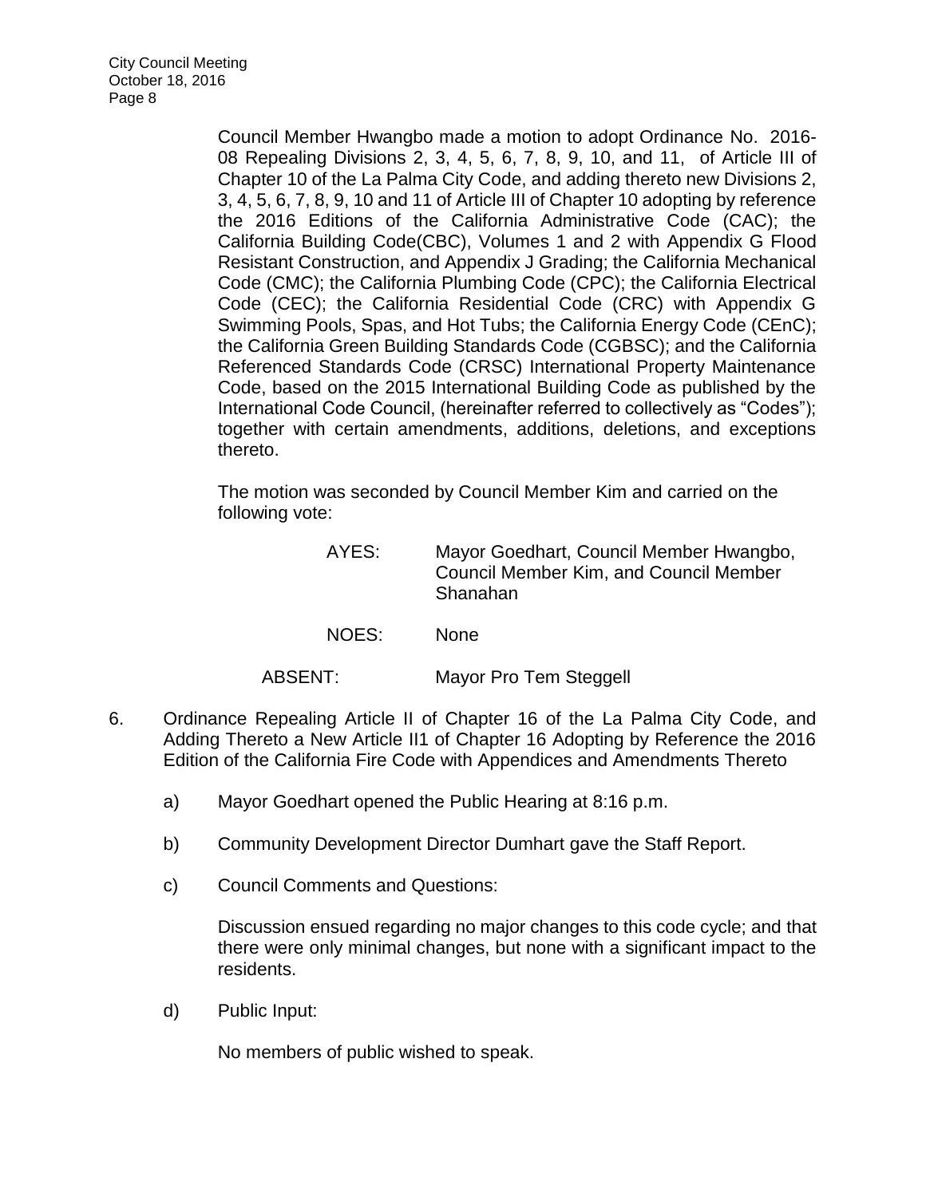Council Member Hwangbo made a motion to adopt Ordinance No. 2016-08 Repealing Divisions 2, 3, 4, 5, 6, 7, 8, 9, 10, and 11, of Article III of Chapter 10 of the La Palma City Code, and adding thereto new Divisions 2, 3, 4, 5, 6, 7, 8, 9, 10 and 11 of Article III of Chapter 10 adopting by reference the 2016 Editions of the California Administrative Code (CAC); the California Building Code(CBC), Volumes 1 and 2 with Appendix G Flood Resistant Construction, and Appendix J Grading; the California Mechanical Code (CMC); the California Plumbing Code (CPC); the California Electrical Code (CEC); the California Residential Code (CRC) with Appendix G Swimming Pools, Spas, and Hot Tubs; the California Energy Code (CEnC); the California Green Building Standards Code (CGBSC); and the California Referenced Standards Code (CRSC) International Property Maintenance Code, based on the 2015 International Building Code as published by the International Code Council, (hereinafter referred to collectively as "Codes"); together with certain amendments, additions, deletions, and exceptions thereto.

The motion was seconded by Council Member Kim and carried on the following vote:

AYES: Mayor Goedhart, Council Member Hwangbo, Council Member Kim, and Council Member Shanahan

NOES: None

ABSENT: Mayor Pro Tem Steggell

6. Ordinance Repealing Article II of Chapter 16 of the La Palma City Code, and Adding Thereto a New Article II1 of Chapter 16 Adopting by Reference the 2016 Edition of the California Fire Code with Appendices and Amendments Thereto

   a) Mayor Goedhart opened the Public Hearing at 8:16 p.m.

   b) Community Development Director Dumhart gave the Staff Report.

   c) Council Comments and Questions:

      Discussion ensued regarding no major changes to this code cycle; and that there were only minimal changes, but none with a significant impact to the residents.

   d) Public Input:

      No members of public wished to speak.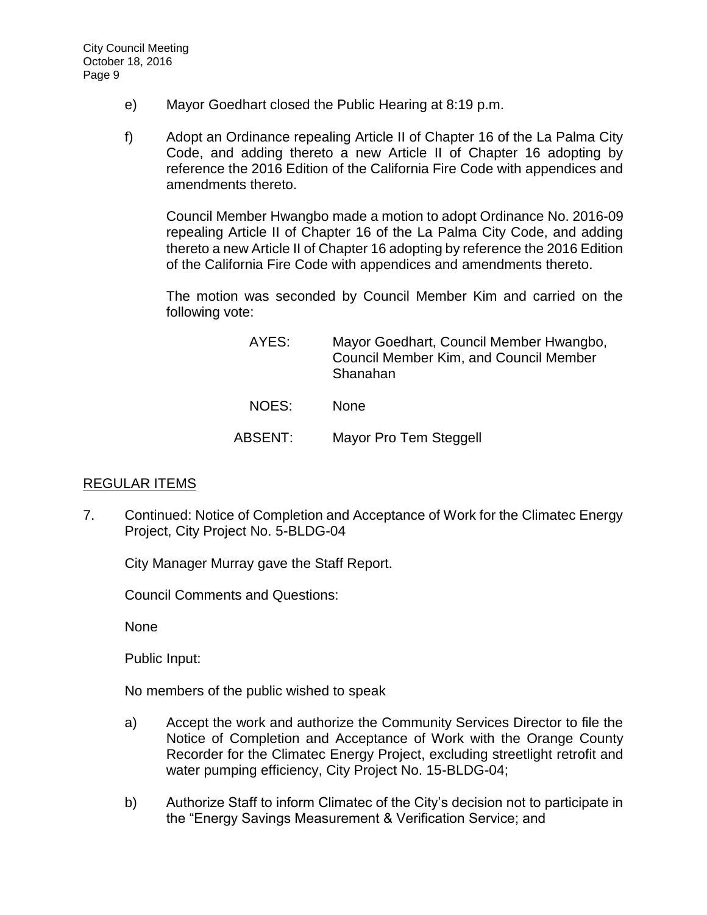e) Mayor Goedhart closed the Public Hearing at 8:19 p.m.

f) Adopt an Ordinance repealing Article II of Chapter 16 of the La Palma City Code, and adding thereto a new Article II of Chapter 16 adopting by reference the 2016 Edition of the California Fire Code with appendices and amendments thereto.

Council Member Hwangbo made a motion to adopt Ordinance No. 2016-09 repealing Article II of Chapter 16 of the La Palma City Code, and adding thereto a new Article II of Chapter 16 adopting by reference the 2016 Edition of the California Fire Code with appendices and amendments thereto.

The motion was seconded by Council Member Kim and carried on the following vote:

| | |
|---|---|
| AYES: | Mayor Goedhart, Council Member Hwangbo, Council Member Kim, and Council Member Shanahan |
| NOES: | None |
| ABSENT: | Mayor Pro Tem Steggell |

## REGULAR ITEMS

7. Continued: Notice of Completion and Acceptance of Work for the Climatec Energy Project, City Project No. 5-BLDG-04

City Manager Murray gave the Staff Report.

Council Comments and Questions:

None

Public Input:

No members of the public wished to speak

a) Accept the work and authorize the Community Services Director to file the Notice of Completion and Acceptance of Work with the Orange County Recorder for the Climatec Energy Project, excluding streetlight retrofit and water pumping efficiency, City Project No. 15-BLDG-04;

b) Authorize Staff to inform Climatec of the City's decision not to participate in the "Energy Savings Measurement & Verification Service; and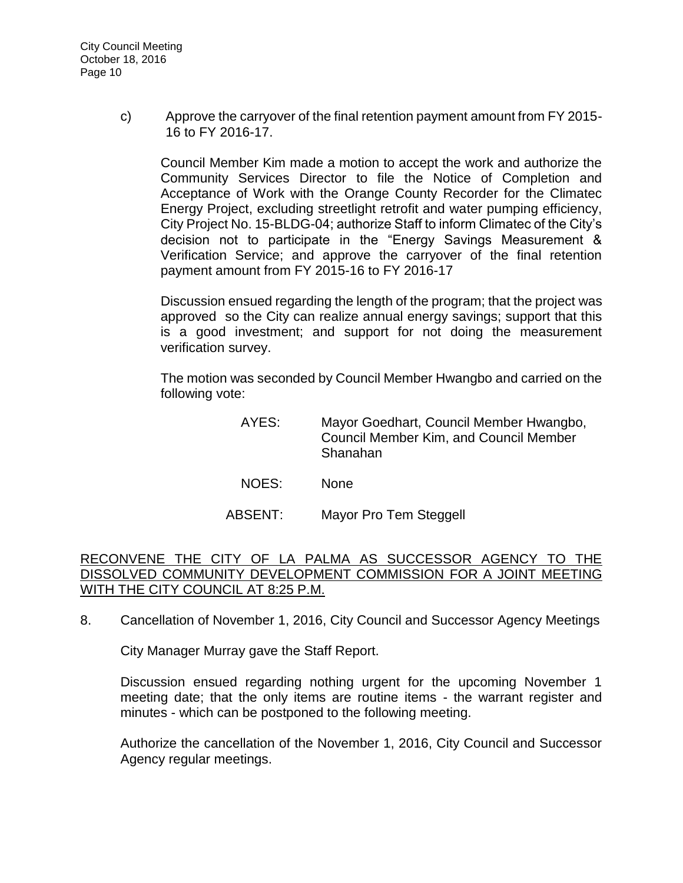c) Approve the carryover of the final retention payment amount from FY 2015-16 to FY 2016-17.

Council Member Kim made a motion to accept the work and authorize the Community Services Director to file the Notice of Completion and Acceptance of Work with the Orange County Recorder for the Climatec Energy Project, excluding streetlight retrofit and water pumping efficiency, City Project No. 15-BLDG-04; authorize Staff to inform Climatec of the City's decision not to participate in the "Energy Savings Measurement & Verification Service; and approve the carryover of the final retention payment amount from FY 2015-16 to FY 2016-17

Discussion ensued regarding the length of the program; that the project was approved so the City can realize annual energy savings; support that this is a good investment; and support for not doing the measurement verification survey.

The motion was seconded by Council Member Hwangbo and carried on the following vote:

| | |
|---|---|
| AYES: | Mayor Goedhart, Council Member Hwangbo, Council Member Kim, and Council Member Shanahan |
| NOES: | None |
| ABSENT: | Mayor Pro Tem Steggell |

RECONVENE THE CITY OF LA PALMA AS SUCCESSOR AGENCY TO THE DISSOLVED COMMUNITY DEVELOPMENT COMMISSION FOR A JOINT MEETING WITH THE CITY COUNCIL AT 8:25 P.M.

8. Cancellation of November 1, 2016, City Council and Successor Agency Meetings

City Manager Murray gave the Staff Report.

Discussion ensued regarding nothing urgent for the upcoming November 1 meeting date; that the only items are routine items - the warrant register and minutes - which can be postponed to the following meeting.

Authorize the cancellation of the November 1, 2016, City Council and Successor Agency regular meetings.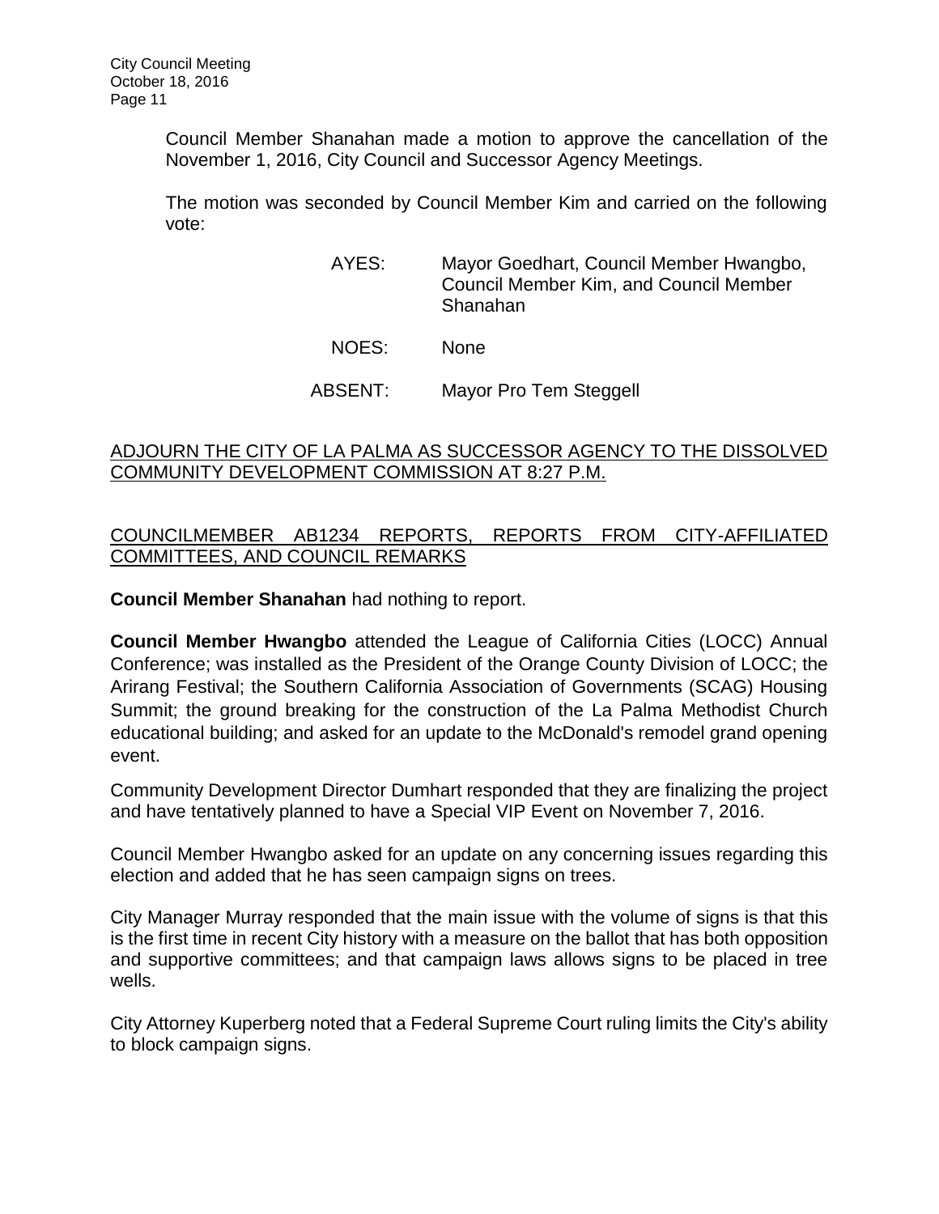Council Member Shanahan made a motion to approve the cancellation of the November 1, 2016, City Council and Successor Agency Meetings.

The motion was seconded by Council Member Kim and carried on the following vote:

AYES: Mayor Goedhart, Council Member Hwangbo, Council Member Kim, and Council Member Shanahan

NOES: None

ABSENT: Mayor Pro Tem Steggell

ADJOURN THE CITY OF LA PALMA AS SUCCESSOR AGENCY TO THE DISSOLVED COMMUNITY DEVELOPMENT COMMISSION AT 8:27 P.M.

COUNCILMEMBER AB1234 REPORTS, REPORTS FROM CITY-AFFILIATED COMMITTEES, AND COUNCIL REMARKS

**Council Member Shanahan** had nothing to report.

**Council Member Hwangbo** attended the League of California Cities (LOCC) Annual Conference; was installed as the President of the Orange County Division of LOCC; the Arirang Festival; the Southern California Association of Governments (SCAG) Housing Summit; the ground breaking for the construction of the La Palma Methodist Church educational building; and asked for an update to the McDonald's remodel grand opening event.

Community Development Director Dumhart responded that they are finalizing the project and have tentatively planned to have a Special VIP Event on November 7, 2016.

Council Member Hwangbo asked for an update on any concerning issues regarding this election and added that he has seen campaign signs on trees.

City Manager Murray responded that the main issue with the volume of signs is that this is the first time in recent City history with a measure on the ballot that has both opposition and supportive committees; and that campaign laws allows signs to be placed in tree wells.

City Attorney Kuperberg noted that a Federal Supreme Court ruling limits the City's ability to block campaign signs.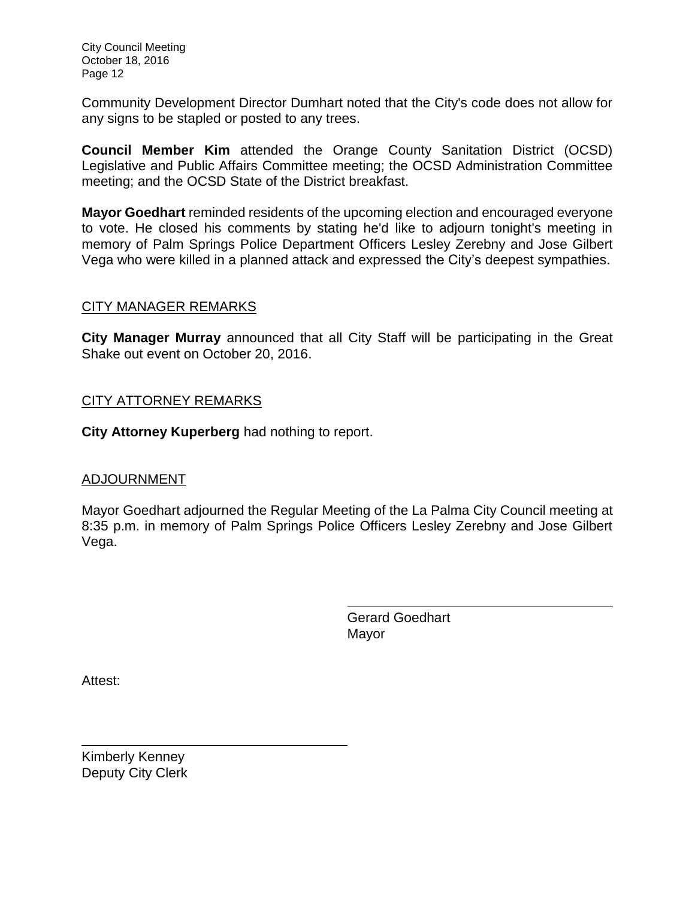Community Development Director Dumhart noted that the City's code does not allow for any signs to be stapled or posted to any trees.

**Council Member Kim** attended the Orange County Sanitation District (OCSD) Legislative and Public Affairs Committee meeting; the OCSD Administration Committee meeting; and the OCSD State of the District breakfast.

**Mayor Goedhart** reminded residents of the upcoming election and encouraged everyone to vote. He closed his comments by stating he'd like to adjourn tonight's meeting in memory of Palm Springs Police Department Officers Lesley Zerebny and Jose Gilbert Vega who were killed in a planned attack and expressed the City's deepest sympathies.

## CITY MANAGER REMARKS

**City Manager Murray** announced that all City Staff will be participating in the Great Shake out event on October 20, 2016.

## CITY ATTORNEY REMARKS

**City Attorney Kuperberg** had nothing to report.

## ADJOURNMENT

Mayor Goedhart adjourned the Regular Meeting of the La Palma City Council meeting at 8:35 p.m. in memory of Palm Springs Police Officers Lesley Zerebny and Jose Gilbert Vega.

Gerard Goedhart
Mayor

Attest:

Kimberly Kenney
Deputy City Clerk